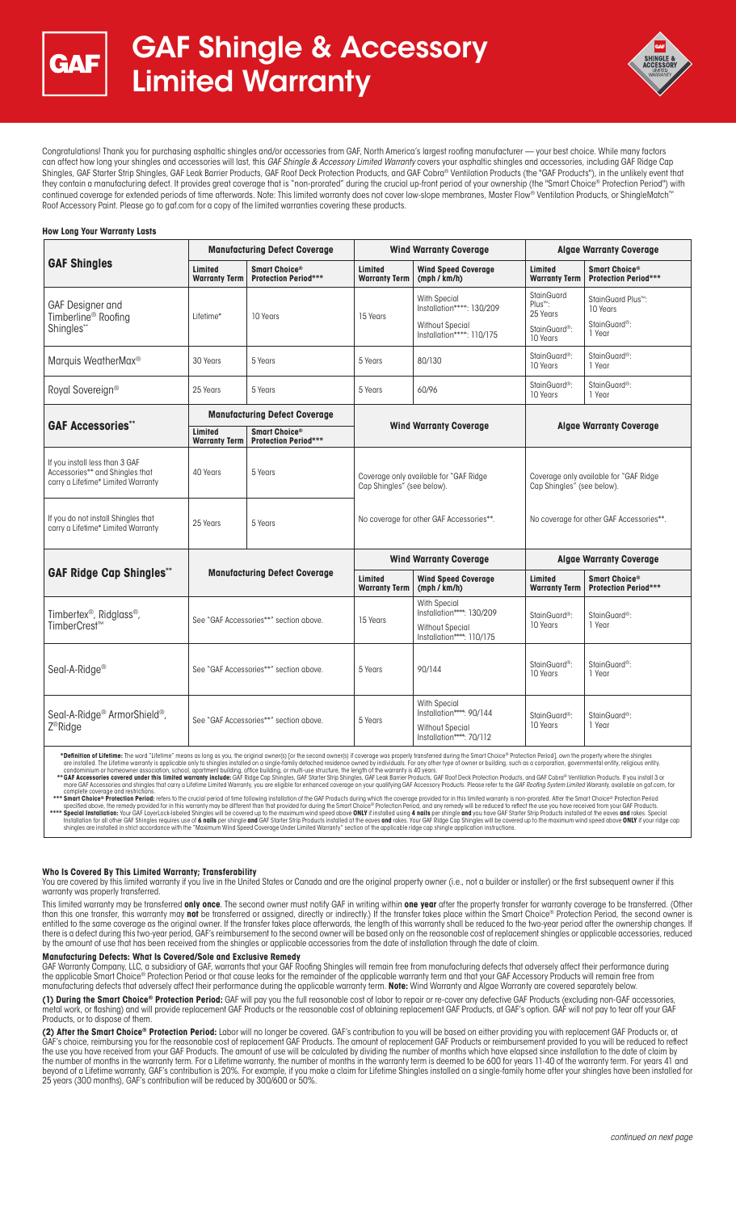# GAF Shingle & Accessory Limited Warranty

Congratulations! Thank you for purchasing asphaltic shingles and/or accessories from GAF, North America's largest roofing manufacturer — your best choice. While many factors can affect how long your shingles and accessories will last, this *GAF Shingle & Accessory Limited Warranty* covers your asphaltic shingles and accessories, including GAF Ridge Cap Shingles, GAF Starter Strip Shingles, GAF Leak Barrier Products, GAF Roof Deck Protection Products, and GAF Cobra® Ventilation Products (the "GAF Products"), in the unlikely event that they contain a manufacturing defect. It provides great coverage that is "non-prorated" during the crucial up-front period of your ownership (the "Smart Choice® Protection Period") with continued coverage for extended periods of time afterwards. Note: This limited warranty does not cover low-slope membranes, Master Flow® Ventilation Products, or ShingleMatch™ Roof Accessory Paint. Please go to gaf.com for a copy of the limited warranties covering these products.

**How Long Your Warranty Lasts**

| GAF Shingles | Manufacturing Defect Coverage | | Wind Warranty Coverage | | Algae Warranty Coverage | |
|---|---|---|---|---|---|---|
| | Limited Warranty Term | Smart Choice® Protection Period*** | Limited Warranty Term | Wind Speed Coverage (mph / km/h) | Limited Warranty Term | Smart Choice® Protection Period*** |
| GAF Designer and Timberline® Roofing Shingles** | Lifetime* | 10 Years | 15 Years | With Special Installation****: 130/209<br>Without Special Installation****: 110/175 | StainGuard Plus™: 25 Years<br>StainGuard®: 10 Years | StainGuard Plus™: 10 Years<br>StainGuard®: 1 Year |
| Marquis WeatherMax® | 30 Years | 5 Years | 5 Years | 80/130 | StainGuard®: 10 Years | StainGuard®: 1 Year |
| Royal Sovereign® | 25 Years | 5 Years | 5 Years | 60/96 | StainGuard®: 10 Years | StainGuard®: 1 Year |

| GAF Accessories** | Manufacturing Defect Coverage | | Wind Warranty Coverage | Algae Warranty Coverage |
|---|---|---|---|---|
| | Limited Warranty Term | Smart Choice® Protection Period*** | | |
| If you install less than 3 GAF Accessories** and Shingles that carry a Lifetime* Limited Warranty | 40 Years | 5 Years | Coverage only available for "GAF Ridge Cap Shingles" (see below). | Coverage only available for "GAF Ridge Cap Shingles" (see below). |
| If you do not install Shingles that carry a Lifetime* Limited Warranty | 25 Years | 5 Years | No coverage for other GAF Accessories**. | No coverage for other GAF Accessories**. |

| GAF Ridge Cap Shingles** | Manufacturing Defect Coverage | Wind Warranty Coverage | | Algae Warranty Coverage | |
|---|---|---|---|---|---|
| | | Limited Warranty Term | Wind Speed Coverage (mph / km/h) | Limited Warranty Term | Smart Choice® Protection Period*** |
| Timbertex®, Ridglass®, TimberCrest™ | See "GAF Accessories**" section above. | 15 Years | With Special Installation****: 130/209<br>Without Special Installation****: 110/175 | StainGuard®: 10 Years | StainGuard®: 1 Year |
| Seal-A-Ridge® | See "GAF Accessories**" section above. | 5 Years | 90/144 | StainGuard®: 10 Years | StainGuard®: 1 Year |
| Seal-A-Ridge® ArmorShield®, Z®Ridge | See "GAF Accessories**" section above. | 5 Years | With Special Installation****: 90/144<br>Without Special Installation****: 70/112 | StainGuard®: 10 Years | StainGuard®: 1 Year |

***Definition of Lifetime:** The word "Lifetime" means as long as you, the original owner(s) [or the second owner(s) if coverage was properly transferred during the Smart Choice® Protection Period], own the property where the shingles are installed. The Lifetime warranty is applicable only to shingles installed on a single-family detached residence owned by individuals. For any other type of owner or building, such as a corporation, governmental entity, religious entity, condominium or homeowner association, school, apartment building, office building, or multi-use structure, the length of the warranty is 40 years.

****GAF Accessories covered under this limited warranty include:** GAF Ridge Cap Shingles, GAF Starter Strip Shingles, GAF Leak Barrier Products, GAF Roof Deck Protection Products, and GAF Cobra® Ventilation Products. If you install 3 or more GAF Accessories and shingles that carry a Lifetime Limited Warranty, you are eligible for enhanced coverage on your qualifying GAF Accessory Products. Please refer to the *GAF Roofing System Limited Warranty*, available on gaf.com, for complete coverage and restrictions.

*****Smart Choice® Protection Period:** refers to the crucial period of time following installation of the GAF Products during which the coverage provided for in this limited warranty is non-prorated. After the Smart Choice® Protection Period specified above, the remedy provided for in this warranty may be different than that provided for during the Smart Choice® Protection Period, and any remedy will be reduced to reflect the use you have received from your GAF Products.

******Special Installation:** Your GAF LayerLock-labeled Shingles will be covered up to the maximum wind speed above **ONLY** if installed using **4 nails** per shingle **and** you have GAF Starter Strip Products installed at the eaves **and** rakes. Special Installation for all other GAF Shingles requires use of **6 nails** per shingle **and** GAF Starter Strip Products installed at the eaves **and** rakes. Your GAF Ridge Cap Shingles will be covered up to the maximum wind speed above **ONLY** if your ridge cap shingles are installed in strict accordance with the "Maximum Wind Speed Coverage Under Limited Warranty" section of the applicable ridge cap shingle application instructions.

**Who Is Covered By This Limited Warranty; Transferability**

You are covered by this limited warranty if you live in the United States or Canada and are the original property owner (i.e., not a builder or installer) or the first subsequent owner if this warranty was properly transferred.

This limited warranty may be transferred **only once**. The second owner must notify GAF in writing within **one year** after the property transfer for warranty coverage to be transferred. (Other than this one transfer, this warranty may **not** be transferred or assigned, directly or indirectly.) If the transfer takes place within the Smart Choice® Protection Period, the second owner is entitled to the same coverage as the original owner. If the transfer takes place afterwards, the length of this warranty shall be reduced to the two-year period after the ownership changes. If there is a defect during this two-year period, GAF's reimbursement to the second owner will be based only on the reasonable cost of replacement shingles or applicable accessories, reduced by the amount of use that has been received from the shingles or applicable accessories from the date of installation through the date of claim.

**Manufacturing Defects: What Is Covered/Sole and Exclusive Remedy**

GAF Warranty Company, LLC, a subsidiary of GAF, warrants that your GAF Roofing Shingles will remain free from manufacturing defects that adversely affect their performance during the applicable Smart Choice® Protection Period or that cause leaks for the remainder of the applicable warranty term and that your GAF Accessory Products will remain free from manufacturing defects that adversely affect their performance during the applicable warranty term. **Note:** Wind Warranty and Algae Warranty are covered separately below.

**(1) During the Smart Choice® Protection Period:** GAF will pay you the full reasonable cost of labor to repair or re-cover any defective GAF Products (excluding non-GAF accessories, metal work, or flashing) and will provide replacement GAF Products or the reasonable cost of obtaining replacement GAF Products, at GAF's option. GAF will not pay to tear off your GAF Products, or to dispose of them.

**(2) After the Smart Choice® Protection Period:** Labor will no longer be covered. GAF's contribution to you will be based on either providing you with replacement GAF Products or, at GAF's choice, reimbursing you for the reasonable cost of replacement GAF Products. The amount of replacement GAF Products or reimbursement provided to you will be reduced to reflect the use you have received from your GAF Products. The amount of use will be calculated by dividing the number of months which have elapsed since installation to the date of claim by the number of months in the warranty term. For a Lifetime warranty, the number of months in the warranty term is deemed to be 600 for years 11-40 of the warranty term. For years 41 and beyond of a Lifetime warranty, GAF's contribution is 20%. For example, if you make a claim for Lifetime Shingles installed on a single-family home after your shingles have been installed for 25 years (300 months), GAF's contribution will be reduced by 300/600 or 50%.

*continued on next page*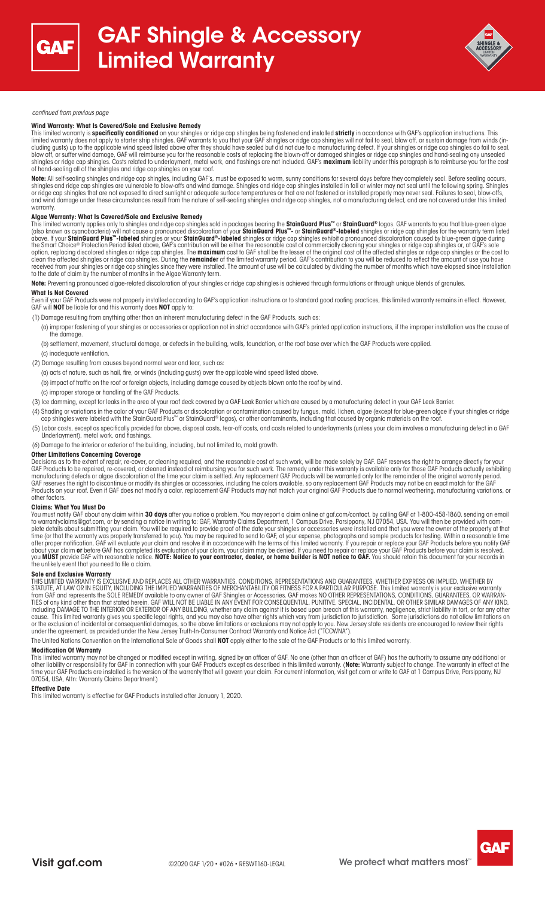# GAF Shingle & Accessory Limited Warranty

*continued from previous page*

### Wind Warranty: What Is Covered/Sole and Exclusive Remedy

This limited warranty is **specifically conditioned** on your shingles or ridge cap shingles being fastened and installed **strictly** in accordance with GAF's application instructions. This limited warranty does not apply to starter strip shingles. GAF warrants to you that your GAF shingles or ridge cap shingles will not fail to seal, blow off, or sustain damage from winds (including gusts) up to the applicable wind speed listed above after they should have sealed but did not due to a manufacturing defect. If your shingles or ridge cap shingles do fail to seal, blow off, or suffer wind damage, GAF will reimburse you for the reasonable costs of replacing the blown-off or damaged shingles or ridge cap shingles and hand-sealing any unsealed shingles or ridge cap shingles. Costs related to underlayment, metal work, and flashings are not included. GAF's **maximum** liability under this paragraph is to reimburse you for the cost of hand-sealing all of the shingles and ridge cap shingles on your roof.

**Note:** All self-sealing shingles and ridge cap shingles, including GAF's, must be exposed to warm, sunny conditions for several days before they completely seal. Before sealing occurs, shingles and ridge cap shingles are vulnerable to blow-offs and wind damage. Shingles and ridge cap shingles installed in fall or winter may not seal until the following spring. Shingles or ridge cap shingles that are not exposed to direct sunlight or adequate surface temperatures or that are not fastened or installed properly may never seal. Failures to seal, blow-offs, and wind damage under these circumstances result from the nature of self-sealing shingles and ridge cap shingles, not a manufacturing defect, and are not covered under this limited warranty.

### Algae Warranty: What Is Covered/Sole and Exclusive Remedy

This limited warranty applies only to shingles and ridge cap shingles sold in packages bearing the **StainGuard Plus™** or **StainGuard®** logos. GAF warrants to you that blue-green algae (also known as cyanobacteria) will not cause a pronounced discoloration of your **StainGuard Plus™-** or **StainGuard®-labeled** shingles or ridge cap shingles for the warranty term listed above. If your **StainGuard Plus™-labeled** shingles or your **StainGuard®-labeled** shingles or ridge cap shingles exhibit a pronounced discoloration caused by blue-green algae during the Smart Choice® Protection Period listed above, GAF's contribution will be either the reasonable cost of commercially cleaning your shingles or ridge cap shingles or, at GAF's sole option, replacing discolored shingles or ridge cap shingles. The **maximum** cost to GAF shall be the lesser of the original cost of the affected shingles or ridge cap shingles or the cost to clean the affected shingles or ridge cap shingles. During the **remainder** of the limited warranty period, GAF's contribution to you will be reduced to reflect the amount of use you have received from your shingles or ridge cap shingles since they were installed. The amount of use will be calculated by dividing the number of months which have elapsed since installation to the date of claim by the number of months in the Algae Warranty term.

**Note:** Preventing pronounced algae-related discoloration of your shingles or ridge cap shingles is achieved through formulations or through unique blends of granules.

### What Is Not Covered

Even if your GAF Products were not properly installed according to GAF's application instructions or to standard good roofing practices, this limited warranty remains in effect. However, GAF will **NOT** be liable for and this warranty does **NOT** apply to:

(1) Damage resulting from anything other than an inherent manufacturing defect in the GAF Products, such as:

(a) improper fastening of your shingles or accessories or application not in strict accordance with GAF's printed application instructions, if the improper installation was the cause of the damage.

(b) settlement, movement, structural damage, or defects in the building, walls, foundation, or the roof base over which the GAF Products were applied.

(c) inadequate ventilation.

(2) Damage resulting from causes beyond normal wear and tear, such as:

(a) acts of nature, such as hail, fire, or winds (including gusts) over the applicable wind speed listed above.

(b) impact of traffic on the roof or foreign objects, including damage caused by objects blown onto the roof by wind.

(c) improper storage or handling of the GAF Products.

(3) Ice damming, except for leaks in the area of your roof deck covered by a GAF Leak Barrier which are caused by a manufacturing defect in your GAF Leak Barrier.

(4) Shading or variations in the color of your GAF Products or discoloration or contamination caused by fungus, mold, lichen, algae (except for blue-green algae if your shingles or ridge cap shingles were labeled with the StainGuard Plus™ or StainGuard® logos), or other contaminants, including that caused by organic materials on the roof.

(5) Labor costs, except as specifically provided for above, disposal costs, tear-off costs, and costs related to underlayments (unless your claim involves a manufacturing defect in a GAF Underlayment), metal work, and flashings.

(6) Damage to the interior or exterior of the building, including, but not limited to, mold growth.

### Other Limitations Concerning Coverage

Decisions as to the extent of repair, re-cover, or cleaning required, and the reasonable cost of such work, will be made solely by GAF. GAF reserves the right to arrange directly for your GAF Products to be repaired, re-covered, or cleaned instead of reimbursing you for such work. The remedy under this warranty is available only for those GAF Products actually exhibiting manufacturing defects or algae discoloration at the time your claim is settled. Any replacement GAF Products will be warranted only for the remainder of the original warranty period. GAF reserves the right to discontinue or modify its shingles or accessories, including the colors available, so any replacement GAF Products may not be an exact match for the GAF Products on your roof. Even if GAF does not modify a color, replacement GAF Products may not match your original GAF Products due to normal weathering, manufacturing variations, or other factors.

### Claims: What You Must Do

You must notify GAF about any claim within **30 days** after you notice a problem. You may report a claim online at gaf.com/contact, by calling GAF at 1-800-458-1860, sending an email to warrantyclaims@gaf.com, or by sending a notice in writing to: GAF, Warranty Claims Department, 1 Campus Drive, Parsippany, NJ 07054, USA. You will then be provided with complete details about submitting your claim. You will be required to provide proof of the date your shingles or accessories were installed and that you were the owner of the property at that time (or that the warranty was properly transferred to you). You may be required to send to GAF, at your expense, photographs and sample products for testing. Within a reasonable time after proper notification, GAF will evaluate your claim and resolve it in accordance with the terms of this limited warranty. If you repair or replace your GAF Products before you notify GAF about your claim **or** before GAF has completed its evaluation of your claim, your claim may be denied. If you need to repair or replace your GAF Products before your claim is resolved, you **MUST** provide GAF with reasonable notice. **NOTE: Notice to your contractor, dealer, or home builder is NOT notice to GAF.** You should retain this document for your records in the unlikely event that you need to file a claim.

### Sole and Exclusive Warranty

THIS LIMITED WARRANTY IS EXCLUSIVE AND REPLACES ALL OTHER WARRANTIES, CONDITIONS, REPRESENTATIONS AND GUARANTEES, WHETHER EXPRESS OR IMPLIED, WHETHER BY STATUTE, AT LAW OR IN EQUITY, INCLUDING THE IMPLIED WARRANTIES OF MERCHANTABILITY OR FITNESS FOR A PARTICULAR PURPOSE. This limited warranty is your exclusive warranty from GAF and represents the SOLE REMEDY available to any owner of GAF Shingles or Accessories. GAF makes NO OTHER REPRESENTATIONS, CONDITIONS, GUARANTEES, OR WARRANTIES of any kind other than that stated herein. GAF WILL NOT BE LIABLE IN ANY EVENT FOR CONSEQUENTIAL, PUNITIVE, SPECIAL, INCIDENTAL, OR OTHER SIMILAR DAMAGES OF ANY KIND, including DAMAGE TO THE INTERIOR OR EXTERIOR OF ANY BUILDING, whether any claim against it is based upon breach of this warranty, negligence, strict liability in tort, or for any other cause. This limited warranty gives you specific legal rights, and you may also have other rights which vary from jurisdiction to jurisdiction. Some jurisdictions do not allow limitations on or the exclusion of incidental or consequential damages, so the above limitations or exclusions may not apply to you. New Jersey state residents are encouraged to review their rights under the agreement, as provided under the New Jersey Truth-In-Consumer Contract Warranty and Notice Act ("TCCWNA").

The United Nations Convention on the International Sale of Goods shall **NOT** apply either to the sale of the GAF Products or to this limited warranty.

### Modification Of Warranty

This limited warranty may not be changed or modified except in writing, signed by an officer of GAF. No one (other than an officer of GAF) has the authority to assume any additional or other liability or responsibility for GAF in connection with your GAF Products except as described in this limited warranty. (**Note:** Warranty subject to change. The warranty in effect at the time your GAF Products are installed is the version of the warranty that will govern your claim. For current information, visit gaf.com or write to GAF at 1 Campus Drive, Parsippany, NJ 07054, USA, Attn: Warranty Claims Department.)

### Effective Date

This limited warranty is effective for GAF Products installed after January 1, 2020.

Visit gaf.com ©2020 GAF 1/20 • #026 • RESWT160-LEGAL We protect what matters most™